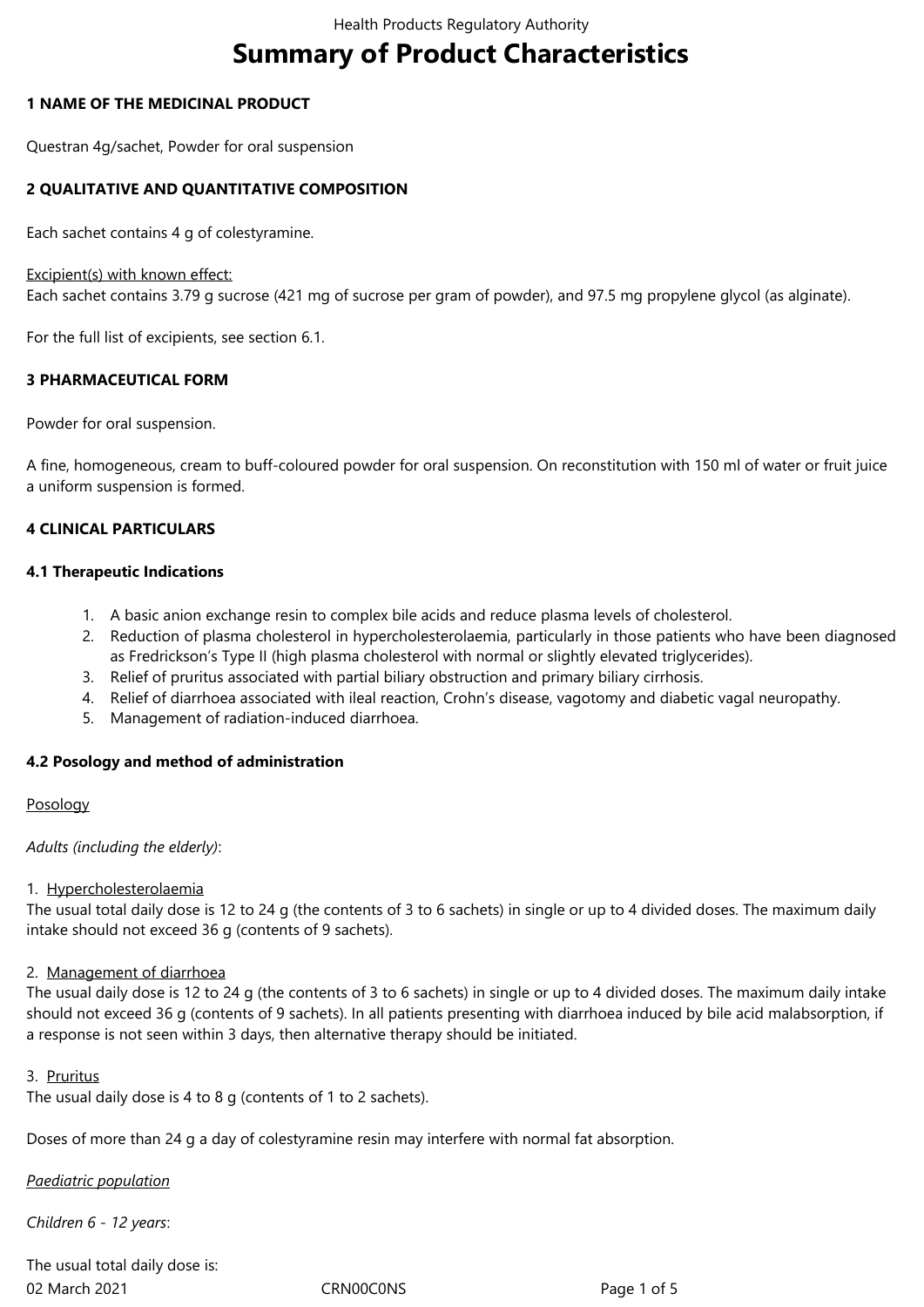# Summary of Product Characteristics

## 1 NAME OF THE MEDICINAL PRODUCT

Questran 4g/sachet, Powder for oral suspension

## 2 QUALITATIVE AND QUANTITATIVE COMPOSITION

Each sachet contains 4 g of colestyramine.

Excipient(s) with known effect:
Each sachet contains 3.79 g sucrose (421 mg of sucrose per gram of powder), and 97.5 mg propylene glycol (as alginate).

For the full list of excipients, see section 6.1.

## 3 PHARMACEUTICAL FORM

Powder for oral suspension.

A fine, homogeneous, cream to buff-coloured powder for oral suspension. On reconstitution with 150 ml of water or fruit juice a uniform suspension is formed.

## 4 CLINICAL PARTICULARS

### 4.1 Therapeutic Indications

1. A basic anion exchange resin to complex bile acids and reduce plasma levels of cholesterol.
2. Reduction of plasma cholesterol in hypercholesterolaemia, particularly in those patients who have been diagnosed as Fredrickson's Type II (high plasma cholesterol with normal or slightly elevated triglycerides).
3. Relief of pruritus associated with partial biliary obstruction and primary biliary cirrhosis.
4. Relief of diarrhoea associated with ileal reaction, Crohn's disease, vagotomy and diabetic vagal neuropathy.
5. Management of radiation-induced diarrhoea.

### 4.2 Posology and method of administration

Posology

*Adults (including the elderly)*:

1. Hypercholesterolaemia

The usual total daily dose is 12 to 24 g (the contents of 3 to 6 sachets) in single or up to 4 divided doses. The maximum daily intake should not exceed 36 g (contents of 9 sachets).

2. Management of diarrhoea

The usual daily dose is 12 to 24 g (the contents of 3 to 6 sachets) in single or up to 4 divided doses. The maximum daily intake should not exceed 36 g (contents of 9 sachets). In all patients presenting with diarrhoea induced by bile acid malabsorption, if a response is not seen within 3 days, then alternative therapy should be initiated.

3. Pruritus

The usual daily dose is 4 to 8 g (contents of 1 to 2 sachets).

Doses of more than 24 g a day of colestyramine resin may interfere with normal fat absorption.

*Paediatric population*

*Children 6 - 12 years*:

The usual total daily dose is: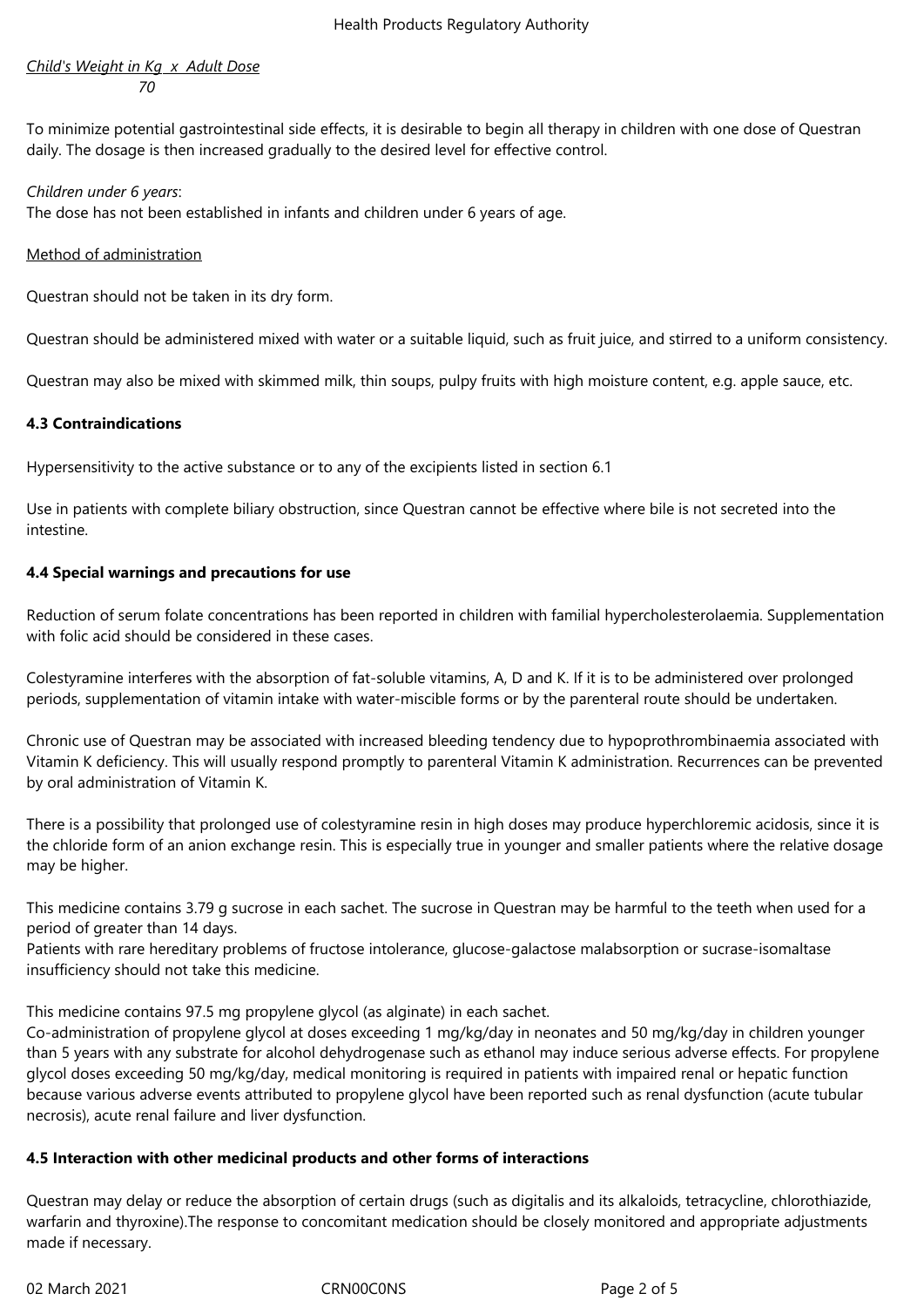$$\frac{\text{Child's Weight in Kg} \times \text{Adult Dose}}{70}$$

To minimize potential gastrointestinal side effects, it is desirable to begin all therapy in children with one dose of Questran daily. The dosage is then increased gradually to the desired level for effective control.

*Children under 6 years*:
The dose has not been established in infants and children under 6 years of age.

Method of administration

Questran should not be taken in its dry form.

Questran should be administered mixed with water or a suitable liquid, such as fruit juice, and stirred to a uniform consistency.

Questran may also be mixed with skimmed milk, thin soups, pulpy fruits with high moisture content, e.g. apple sauce, etc.

**4.3 Contraindications**

Hypersensitivity to the active substance or to any of the excipients listed in section 6.1

Use in patients with complete biliary obstruction, since Questran cannot be effective where bile is not secreted into the intestine.

**4.4 Special warnings and precautions for use**

Reduction of serum folate concentrations has been reported in children with familial hypercholesterolaemia. Supplementation with folic acid should be considered in these cases.

Colestyramine interferes with the absorption of fat-soluble vitamins, A, D and K. If it is to be administered over prolonged periods, supplementation of vitamin intake with water-miscible forms or by the parenteral route should be undertaken.

Chronic use of Questran may be associated with increased bleeding tendency due to hypoprothrombinaemia associated with Vitamin K deficiency. This will usually respond promptly to parenteral Vitamin K administration. Recurrences can be prevented by oral administration of Vitamin K.

There is a possibility that prolonged use of colestyramine resin in high doses may produce hyperchloremic acidosis, since it is the chloride form of an anion exchange resin. This is especially true in younger and smaller patients where the relative dosage may be higher.

This medicine contains 3.79 g sucrose in each sachet. The sucrose in Questran may be harmful to the teeth when used for a period of greater than 14 days.
Patients with rare hereditary problems of fructose intolerance, glucose-galactose malabsorption or sucrase-isomaltase insufficiency should not take this medicine.

This medicine contains 97.5 mg propylene glycol (as alginate) in each sachet.
Co-administration of propylene glycol at doses exceeding 1 mg/kg/day in neonates and 50 mg/kg/day in children younger than 5 years with any substrate for alcohol dehydrogenase such as ethanol may induce serious adverse effects. For propylene glycol doses exceeding 50 mg/kg/day, medical monitoring is required in patients with impaired renal or hepatic function because various adverse events attributed to propylene glycol have been reported such as renal dysfunction (acute tubular necrosis), acute renal failure and liver dysfunction.

**4.5 Interaction with other medicinal products and other forms of interactions**

Questran may delay or reduce the absorption of certain drugs (such as digitalis and its alkaloids, tetracycline, chlorothiazide, warfarin and thyroxine).The response to concomitant medication should be closely monitored and appropriate adjustments made if necessary.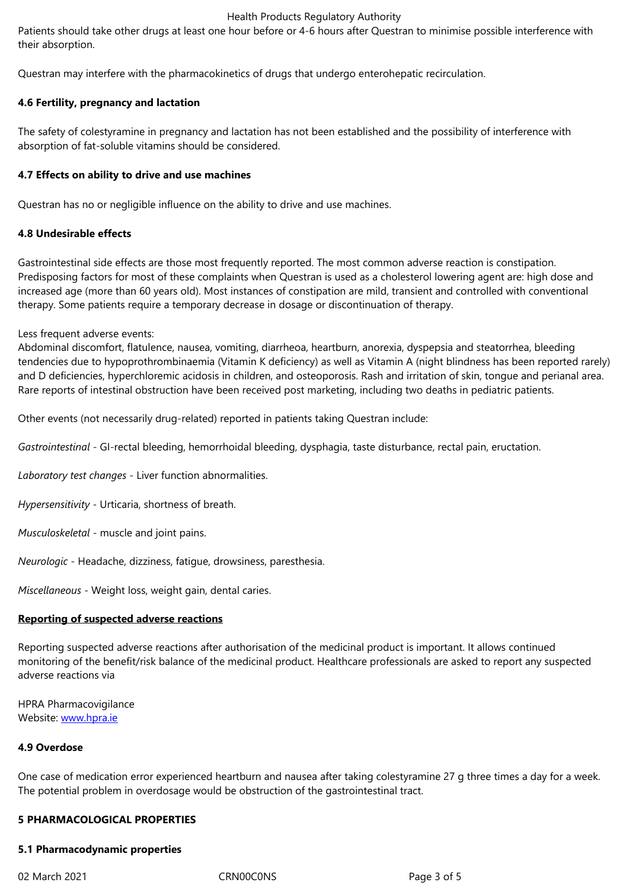Patients should take other drugs at least one hour before or 4-6 hours after Questran to minimise possible interference with their absorption.

Questran may interfere with the pharmacokinetics of drugs that undergo enterohepatic recirculation.

### 4.6 Fertility, pregnancy and lactation

The safety of colestyramine in pregnancy and lactation has not been established and the possibility of interference with absorption of fat-soluble vitamins should be considered.

### 4.7 Effects on ability to drive and use machines

Questran has no or negligible influence on the ability to drive and use machines.

### 4.8 Undesirable effects

Gastrointestinal side effects are those most frequently reported. The most common adverse reaction is constipation. Predisposing factors for most of these complaints when Questran is used as a cholesterol lowering agent are: high dose and increased age (more than 60 years old). Most instances of constipation are mild, transient and controlled with conventional therapy. Some patients require a temporary decrease in dosage or discontinuation of therapy.

Less frequent adverse events:
Abdominal discomfort, flatulence, nausea, vomiting, diarrheoa, heartburn, anorexia, dyspepsia and steatorrhea, bleeding tendencies due to hypoprothrombinaemia (Vitamin K deficiency) as well as Vitamin A (night blindness has been reported rarely) and D deficiencies, hyperchloremic acidosis in children, and osteoporosis. Rash and irritation of skin, tongue and perianal area. Rare reports of intestinal obstruction have been received post marketing, including two deaths in pediatric patients.

Other events (not necessarily drug-related) reported in patients taking Questran include:

*Gastrointestinal* - GI-rectal bleeding, hemorrhoidal bleeding, dysphagia, taste disturbance, rectal pain, eructation.

*Laboratory test changes* - Liver function abnormalities.

*Hypersensitivity* - Urticaria, shortness of breath.

*Musculoskeletal* - muscle and joint pains.

*Neurologic* - Headache, dizziness, fatigue, drowsiness, paresthesia.

*Miscellaneous* - Weight loss, weight gain, dental caries.

**Reporting of suspected adverse reactions**

Reporting suspected adverse reactions after authorisation of the medicinal product is important. It allows continued monitoring of the benefit/risk balance of the medicinal product. Healthcare professionals are asked to report any suspected adverse reactions via

HPRA Pharmacovigilance
Website: www.hpra.ie

### 4.9 Overdose

One case of medication error experienced heartburn and nausea after taking colestyramine 27 g three times a day for a week. The potential problem in overdosage would be obstruction of the gastrointestinal tract.

## 5 PHARMACOLOGICAL PROPERTIES

### 5.1 Pharmacodynamic properties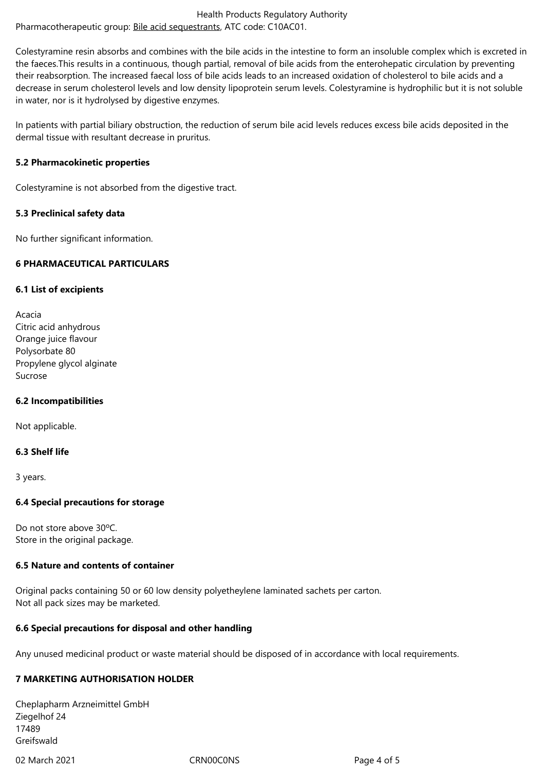Pharmacotherapeutic group: Bile acid sequestrants, ATC code: C10AC01.

Colestyramine resin absorbs and combines with the bile acids in the intestine to form an insoluble complex which is excreted in the faeces.This results in a continuous, though partial, removal of bile acids from the enterohepatic circulation by preventing their reabsorption. The increased faecal loss of bile acids leads to an increased oxidation of cholesterol to bile acids and a decrease in serum cholesterol levels and low density lipoprotein serum levels. Colestyramine is hydrophilic but it is not soluble in water, nor is it hydrolysed by digestive enzymes.

In patients with partial biliary obstruction, the reduction of serum bile acid levels reduces excess bile acids deposited in the dermal tissue with resultant decrease in pruritus.

### 5.2 Pharmacokinetic properties

Colestyramine is not absorbed from the digestive tract.

### 5.3 Preclinical safety data

No further significant information.

## 6 PHARMACEUTICAL PARTICULARS

### 6.1 List of excipients

Acacia
Citric acid anhydrous
Orange juice flavour
Polysorbate 80
Propylene glycol alginate
Sucrose

### 6.2 Incompatibilities

Not applicable.

### 6.3 Shelf life

3 years.

### 6.4 Special precautions for storage

Do not store above 30ºC.
Store in the original package.

### 6.5 Nature and contents of container

Original packs containing 50 or 60 low density polyetheylene laminated sachets per carton.
Not all pack sizes may be marketed.

### 6.6 Special precautions for disposal and other handling

Any unused medicinal product or waste material should be disposed of in accordance with local requirements.

## 7 MARKETING AUTHORISATION HOLDER

Cheplapharm Arzneimittel GmbH
Ziegelhof 24
17489
Greifswald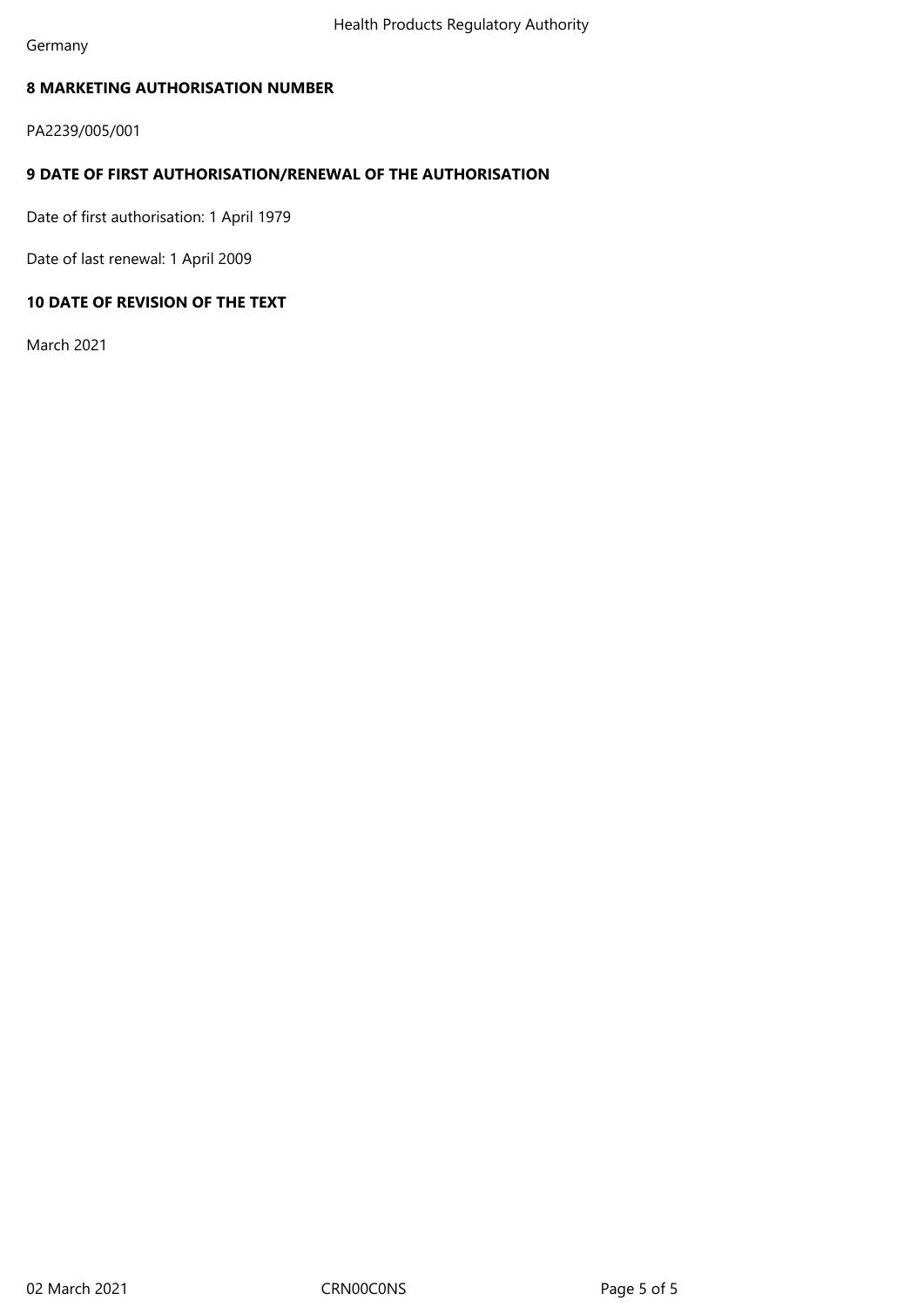Germany

## 8 MARKETING AUTHORISATION NUMBER

PA2239/005/001

## 9 DATE OF FIRST AUTHORISATION/RENEWAL OF THE AUTHORISATION

Date of first authorisation: 1 April 1979

Date of last renewal: 1 April 2009

## 10 DATE OF REVISION OF THE TEXT

March 2021